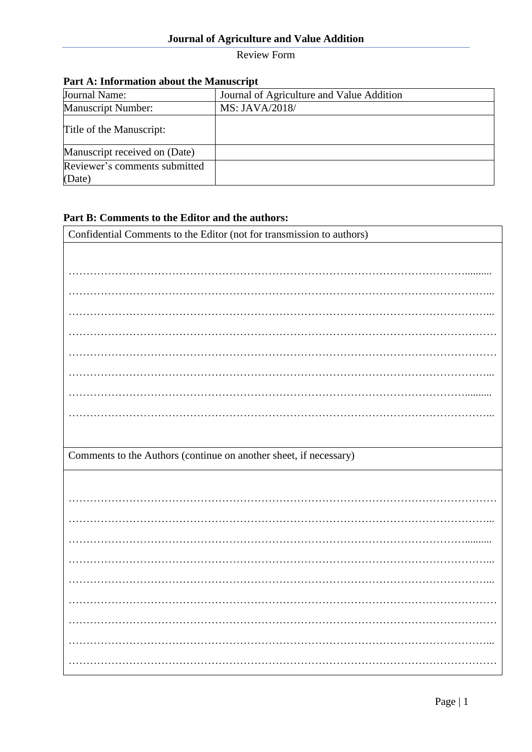**Journal of Agriculture and Value Addition**

Review Form

**Part A: Information about the Manuscript**

| Journal Name: | Journal of Agriculture and Value Addition |
|---|---|
| Manuscript Number: | MS: JAVA/2018/ |
| Title of the Manuscript: | |
| Manuscript received on (Date) | |
| Reviewer's comments submitted (Date) | |

**Part B: Comments to the Editor and the authors:**

| Confidential Comments to the Editor (not for transmission to authors) |
|---|
| ………………………………………………………………………………………………………......... |
| ………………………………………………………………………………………………………... |
| ………………………………………………………………………………………………………... |
| ………………………………………………………………………………………………………… |
| ………………………………………………………………………………………………………… |
| ………………………………………………………………………………………………………... |
| ………………………………………………………………………………………………………......... |
| ………………………………………………………………………………………………………... |
| Comments to the Authors (continue on another sheet, if necessary) |
| ………………………………………………………………………………………………………… |
| ………………………………………………………………………………………………………... |
| ………………………………………………………………………………………………………......... |
| ………………………………………………………………………………………………………... |
| ………………………………………………………………………………………………………... |
| ………………………………………………………………………………………………………… |
| ………………………………………………………………………………………………………… |
| ………………………………………………………………………………………………………... |
| ………………………………………………………………………………………………………… |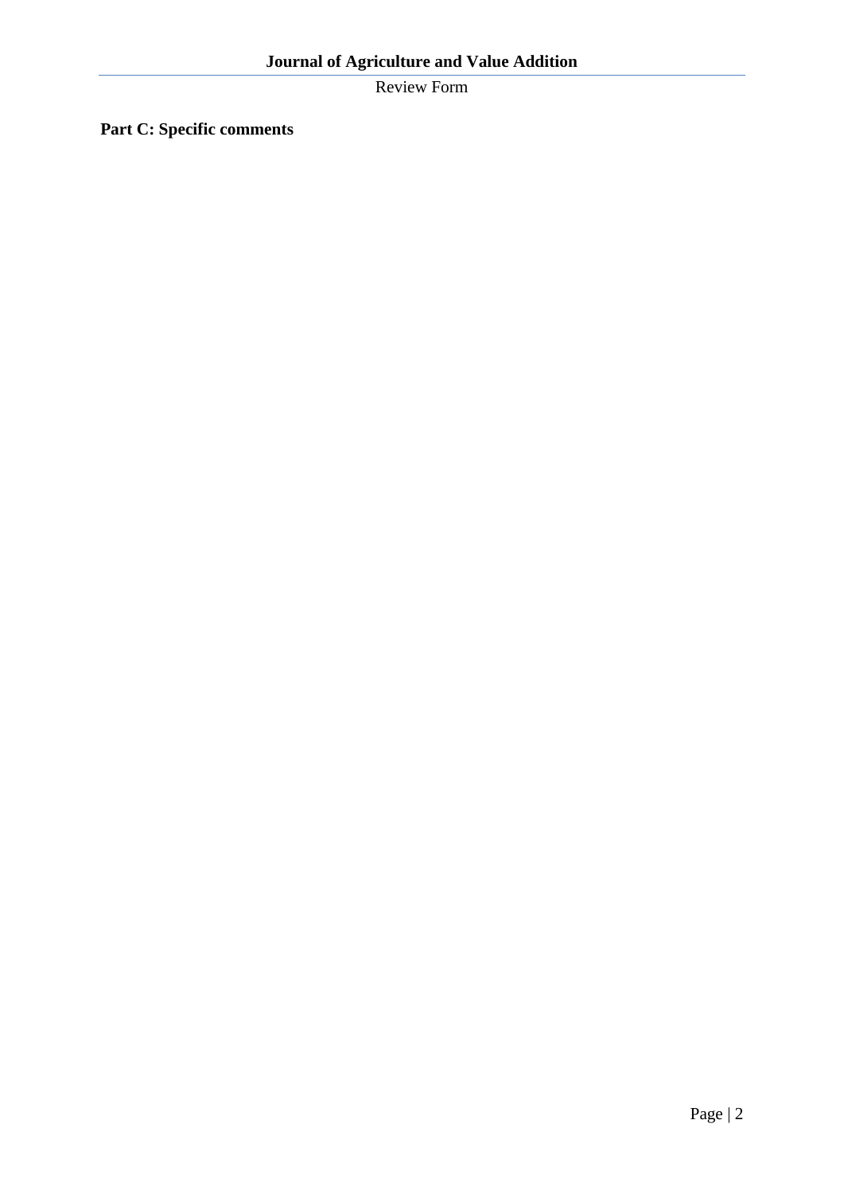**Part C: Specific comments**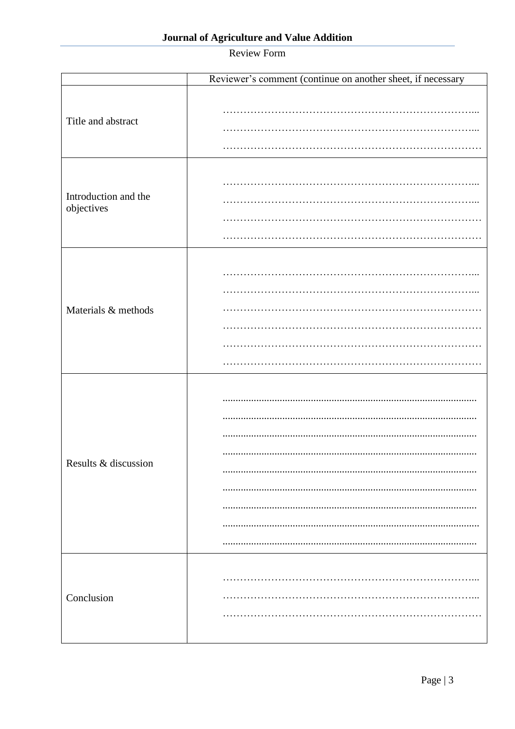**Journal of Agriculture and Value Addition**

Review Form

| | Reviewer's comment (continue on another sheet, if necessary |
|---|---|
| Title and abstract | ………………………………………………………………...<br>………………………………………………………………...<br>………………………………………………………………… |
| Introduction and the objectives | ………………………………………………………………...<br>………………………………………………………………...<br>…………………………………………………………………<br>………………………………………………………………… |
| Materials & methods | ………………………………………………………………...<br>………………………………………………………………...<br>…………………………………………………………………<br>…………………………………………………………………<br>…………………………………………………………………<br>………………………………………………………………… |
| Results & discussion | ................................................................................................<br>................................................................................................<br>................................................................................................<br>................................................................................................<br>................................................................................................<br>................................................................................................<br>................................................................................................<br>................................................................................................<br>................................................................................................ |
| Conclusion | ………………………………………………………………...<br>………………………………………………………………...<br>………………………………………………………………… |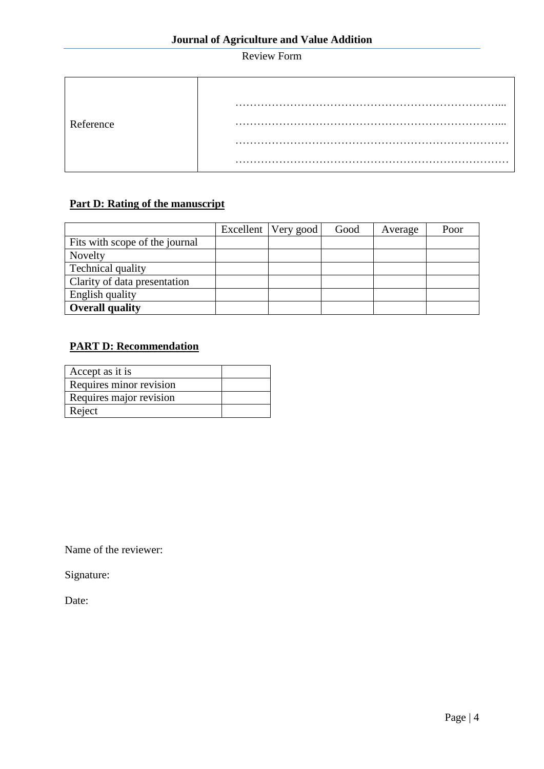Review Form

| | |
|---|---|
| Reference | ………………………………………………………………...<br>………………………………………………………………...<br>…………………………………………………………………<br>………………………………………………………………… |

**Part D: Rating of the manuscript**

| | Excellent | Very good | Good | Average | Poor |
|---|---|---|---|---|---|
| Fits with scope of the journal | | | | | |
| Novelty | | | | | |
| Technical quality | | | | | |
| Clarity of data presentation | | | | | |
| English quality | | | | | |
| **Overall quality** | | | | | |

**PART D: Recommendation**

| | |
|---|---|
| Accept as it is | |
| Requires minor revision | |
| Requires major revision | |
| Reject | |

Name of the reviewer:

Signature:

Date: